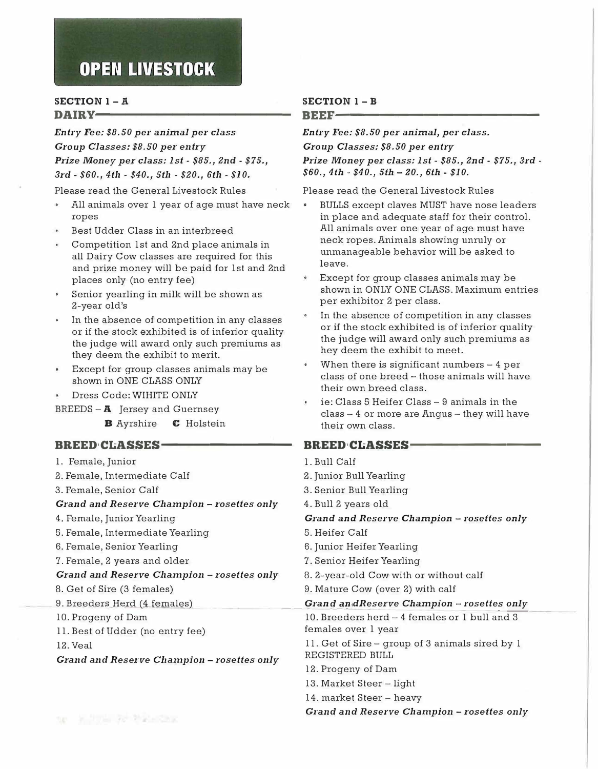# OPEN LIVESTOCK

## SECTION 1 – A
### DAIRY

***Entry Fee: $8.50 per animal per class***

***Group Classes: $8.50 per entry***

***Prize Money per class: 1st - $85., 2nd - $75., 3rd - $60., 4th - $40., 5th - $20., 6th - $10.***

Please read the General Livestock Rules

- All animals over 1 year of age must have neck ropes
- Best Udder Class in an interbreed
- Competition 1st and 2nd place animals in all Dairy Cow classes are required for this and prize money will be paid for 1st and 2nd places only (no entry fee)
- Senior yearling in milk will be shown as 2-year old's
- In the absence of competition in any classes or if the stock exhibited is of inferior quality the judge will award only such premiums as they deem the exhibit to merit.
- Except for group classes animals may be shown in ONE CLASS ONLY
- Dress Code: WIHITE ONLY

BREEDS – **A** Jersey and Guernsey

**B** Ayrshire **C** Holstein

### BREED CLASSES

1. Female, Junior
2. Female, Intermediate Calf
3. Female, Senior Calf

***Grand and Reserve Champion – rosettes only***

4. Female, Junior Yearling
5. Female, Intermediate Yearling
6. Female, Senior Yearling
7. Female, 2 years and older

***Grand and Reserve Champion – rosettes only***

8. Get of Sire (3 females)
9. Breeders Herd (4 females)
10. Progeny of Dam
11. Best of Udder (no entry fee)
12. Veal

***Grand and Reserve Champion – rosettes only***

## SECTION 1 – B
### BEEF

***Entry Fee: $8.50 per animal, per class.***

***Group Classes: $8.50 per entry***

***Prize Money per class: 1st - $85., 2nd - $75., 3rd - $60., 4th - $40., 5th – 20., 6th - $10.***

Please read the General Livestock Rules

- BULLS except claves MUST have nose leaders in place and adequate staff for their control. All animals over one year of age must have neck ropes. Animals showing unruly or unmanageable behavior will be asked to leave.
- Except for group classes animals may be shown in ONLY ONE CLASS. Maximum entries per exhibitor 2 per class.
- In the absence of competition in any classes or if the stock exhibited is of inferior quality the judge will award only such premiums as hey deem the exhibit to meet.
- When there is significant numbers – 4 per class of one breed – those animals will have their own breed class.
- ie: Class 5 Heifer Class – 9 animals in the class – 4 or more are Angus – they will have their own class.

### BREED CLASSES

1. Bull Calf
2. Junior Bull Yearling
3. Senior Bull Yearling
4. Bull 2 years old

***Grand and Reserve Champion – rosettes only***

5. Heifer Calf
6. Junior Heifer Yearling
7. Senior Heifer Yearling
8. 2-year-old Cow with or without calf
9. Mature Cow (over 2) with calf

***Grand andReserve Champion – rosettes only***

10. Breeders herd – 4 females or 1 bull and 3 females over 1 year
11. Get of Sire – group of 3 animals sired by 1 REGISTERED BULL
12. Progeny of Dam
13. Market Steer – light
14. market Steer – heavy

***Grand and Reserve Champion – rosettes only***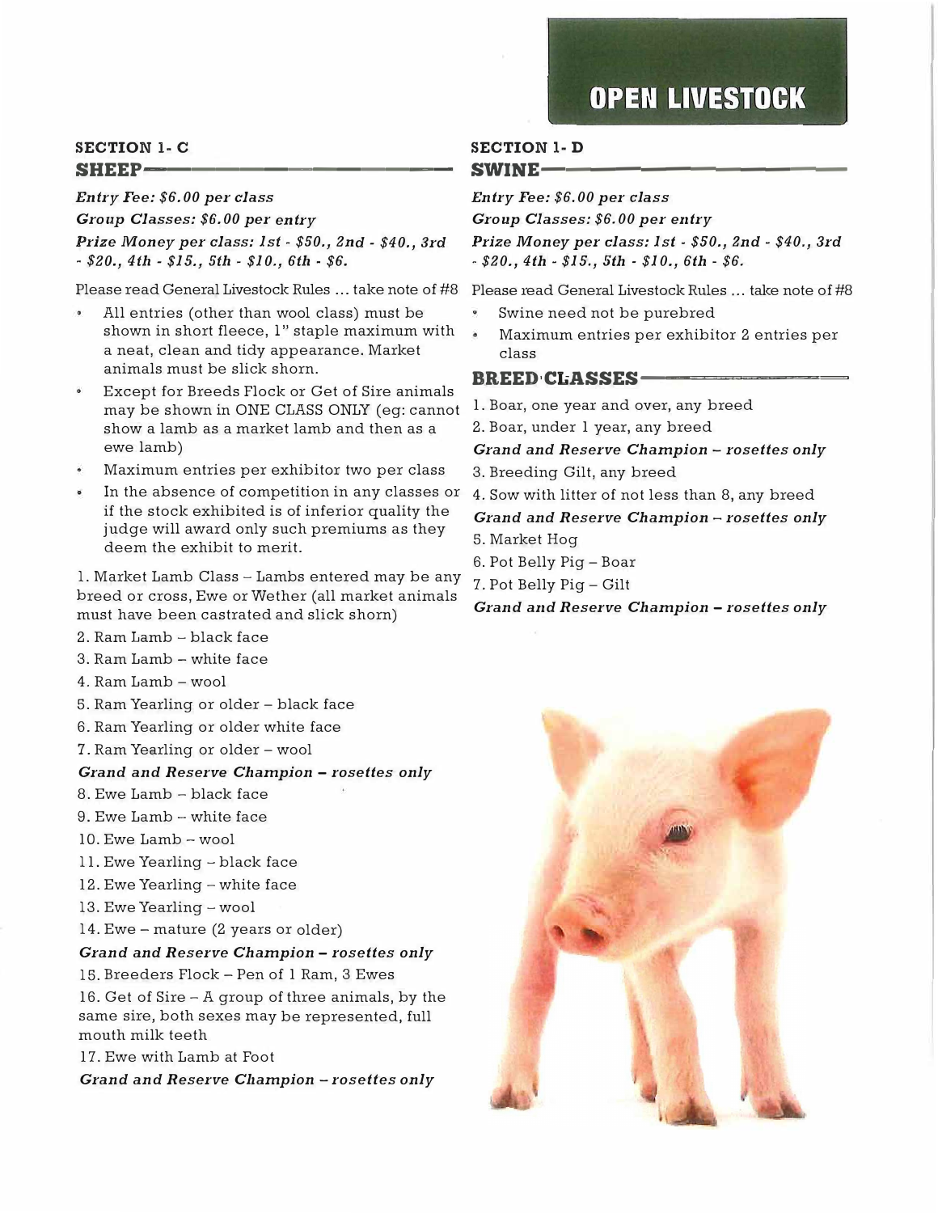# OPEN LIVESTOCK

## SECTION 1- C

### SHEEP

***Entry Fee: $6.00 per class***

***Group Classes: $6.00 per entry***

***Prize Money per class: 1st - $50., 2nd - $40., 3rd - $20., 4th - $15., 5th - $10., 6th - $6.***

Please read General Livestock Rules ... take note of #8

- All entries (other than wool class) must be shown in short fleece, 1" staple maximum with a neat, clean and tidy appearance. Market animals must be slick shorn.
- Except for Breeds Flock or Get of Sire animals may be shown in ONE CLASS ONLY (eg: cannot show a lamb as a market lamb and then as a ewe lamb)
- Maximum entries per exhibitor two per class
- In the absence of competition in any classes or if the stock exhibited is of inferior quality the judge will award only such premiums as they deem the exhibit to merit.

1. Market Lamb Class – Lambs entered may be any breed or cross, Ewe or Wether (all market animals must have been castrated and slick shorn)
2. Ram Lamb – black face
3. Ram Lamb – white face
4. Ram Lamb – wool
5. Ram Yearling or older – black face
6. Ram Yearling or older white face
7. Ram Yearling or older – wool

***Grand and Reserve Champion – rosettes only***

8. Ewe Lamb – black face
9. Ewe Lamb – white face
10. Ewe Lamb – wool
11. Ewe Yearling – black face
12. Ewe Yearling – white face
13. Ewe Yearling – wool
14. Ewe – mature (2 years or older)

***Grand and Reserve Champion – rosettes only***

15. Breeders Flock – Pen of 1 Ram, 3 Ewes
16. Get of Sire – A group of three animals, by the same sire, both sexes may be represented, full mouth milk teeth
17. Ewe with Lamb at Foot

***Grand and Reserve Champion – rosettes only***

## SECTION 1- D

### SWINE

***Entry Fee: $6.00 per class***

***Group Classes: $6.00 per entry***

***Prize Money per class: 1st - $50., 2nd - $40., 3rd - $20., 4th - $15., 5th - $10., 6th - $6.***

Please read General Livestock Rules ... take note of #8

- Swine need not be purebred
- Maximum entries per exhibitor 2 entries per class

### BREED CLASSES

1. Boar, one year and over, any breed
2. Boar, under 1 year, any breed

***Grand and Reserve Champion – rosettes only***

3. Breeding Gilt, any breed
4. Sow with litter of not less than 8, any breed

***Grand and Reserve Champion – rosettes only***

5. Market Hog
6. Pot Belly Pig – Boar
7. Pot Belly Pig – Gilt

***Grand and Reserve Champion – rosettes only***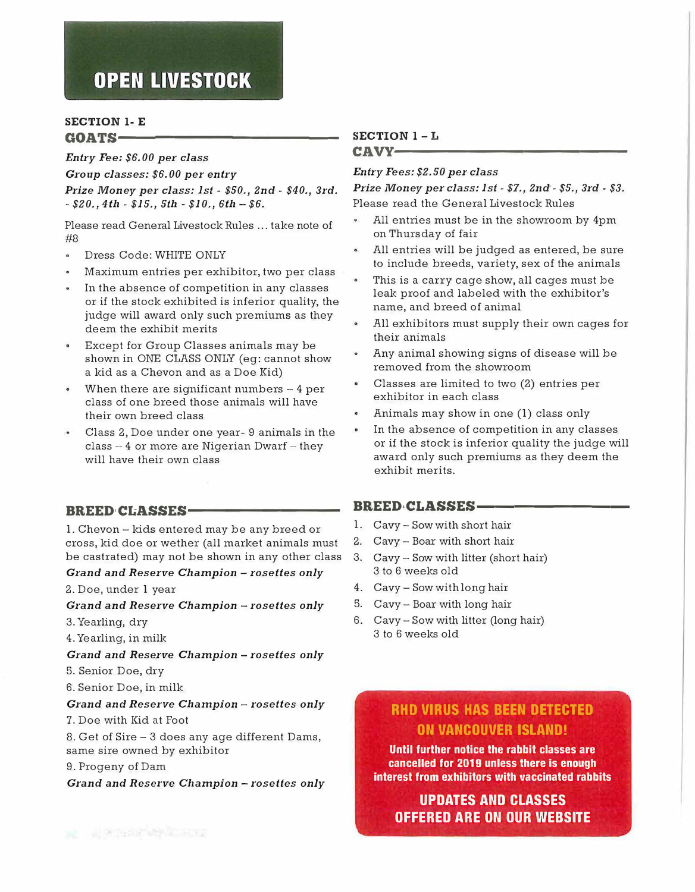# OPEN LIVESTOCK

## SECTION 1- E
## GOATS

***Entry Fee: $6.00 per class***

***Group classes: $6.00 per entry***

***Prize Money per class: 1st - $50., 2nd - $40., 3rd. - $20., 4th - $15., 5th - $10., 6th – $6.***

Please read General Livestock Rules … take note of #8

- Dress Code: WHITE ONLY
- Maximum entries per exhibitor, two per class
- In the absence of competition in any classes or if the stock exhibited is inferior quality, the judge will award only such premiums as they deem the exhibit merits
- Except for Group Classes animals may be shown in ONE CLASS ONLY (eg: cannot show a kid as a Chevon and as a Doe Kid)
- When there are significant numbers – 4 per class of one breed those animals will have their own breed class
- Class 2, Doe under one year- 9 animals in the class – 4 or more are Nigerian Dwarf – they will have their own class

### BREED CLASSES

1. Chevon – kids entered may be any breed or cross, kid doe or wether (all market animals must be castrated) may not be shown in any other class

***Grand and Reserve Champion – rosettes only***

2. Doe, under 1 year

***Grand and Reserve Champion – rosettes only***

3. Yearling, dry
4. Yearling, in milk

***Grand and Reserve Champion – rosettes only***

5. Senior Doe, dry
6. Senior Doe, in milk

***Grand and Reserve Champion – rosettes only***

7. Doe with Kid at Foot
8. Get of Sire – 3 does any age different Dams, same sire owned by exhibitor
9. Progeny of Dam

***Grand and Reserve Champion – rosettes only***

## SECTION 1 – L
## CAVY

***Entry Fees: $2.50 per class***

***Prize Money per class: 1st - $7., 2nd - $5., 3rd - $3.***

Please read the General Livestock Rules

- All entries must be in the showroom by 4pm on Thursday of fair
- All entries will be judged as entered, be sure to include breeds, variety, sex of the animals
- This is a carry cage show, all cages must be leak proof and labeled with the exhibitor's name, and breed of animal
- All exhibitors must supply their own cages for their animals
- Any animal showing signs of disease will be removed from the showroom
- Classes are limited to two (2) entries per exhibitor in each class
- Animals may show in one (1) class only
- In the absence of competition in any classes or if the stock is inferior quality the judge will award only such premiums as they deem the exhibit merits.

### BREED CLASSES

1. Cavy – Sow with short hair
2. Cavy – Boar with short hair
3. Cavy – Sow with litter (short hair) 3 to 6 weeks old
4. Cavy – Sow with long hair
5. Cavy – Boar with long hair
6. Cavy – Sow with litter (long hair) 3 to 6 weeks old

**RHD VIRUS HAS BEEN DETECTED ON VANCOUVER ISLAND!**

**Until further notice the rabbit classes are cancelled for 2019 unless there is enough interest from exhibitors with vaccinated rabbits**

**UPDATES AND CLASSES OFFERED ARE ON OUR WEBSITE**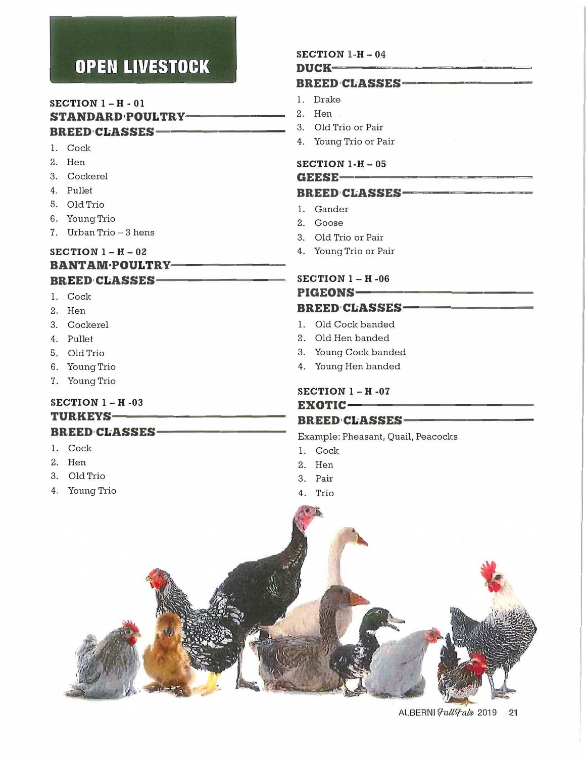# OPEN LIVESTOCK

### SECTION 1 - H - 01
## STANDARD POULTRY
## BREED CLASSES

1. Cock
2. Hen
3. Cockerel
4. Pullet
5. Old Trio
6. Young Trio
7. Urban Trio – 3 hens

### SECTION 1 - H - 02
## BANTAM POULTRY
## BREED CLASSES

1. Cock
2. Hen
3. Cockerel
4. Pullet
5. Old Trio
6. Young Trio
7. Young Trio

### SECTION 1 - H -03
## TURKEYS
## BREED CLASSES

1. Cock
2. Hen
3. Old Trio
4. Young Trio

### SECTION 1-H - 04
## DUCK
## BREED CLASSES

1. Drake
2. Hen
3. Old Trio or Pair
4. Young Trio or Pair

### SECTION 1-H - 05
## GEESE
## BREED CLASSES

1. Gander
2. Goose
3. Old Trio or Pair
4. Young Trio or Pair

### SECTION 1 - H -06
## PIGEONS
## BREED CLASSES

1. Old Cock banded
2. Old Hen banded
3. Young Cock banded
4. Young Hen banded

### SECTION 1 - H -07
## EXOTIC
## BREED CLASSES

Example: Pheasant, Quail, Peacocks

1. Cock
2. Hen
3. Pair
4. Trio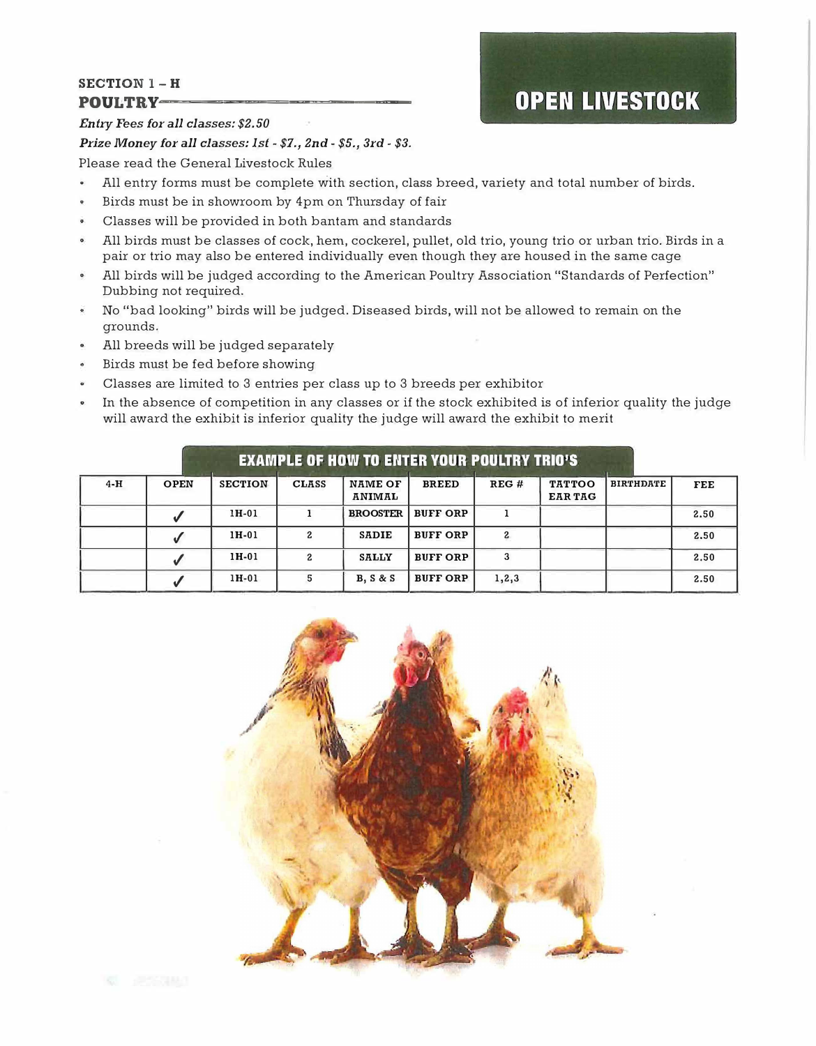# OPEN LIVESTOCK

## SECTION 1 – H
## POULTRY

*Entry Fees for all classes: $2.50*

*Prize Money for all classes: 1st - $7., 2nd - $5., 3rd - $3.*

Please read the General Livestock Rules

- All entry forms must be complete with section, class breed, variety and total number of birds.
- Birds must be in showroom by 4pm on Thursday of fair
- Classes will be provided in both bantam and standards
- All birds must be classes of cock, hem, cockerel, pullet, old trio, young trio or urban trio. Birds in a pair or trio may also be entered individually even though they are housed in the same cage
- All birds will be judged according to the American Poultry Association "Standards of Perfection" Dubbing not required.
- No "bad looking" birds will be judged. Diseased birds, will not be allowed to remain on the grounds.
- All breeds will be judged separately
- Birds must be fed before showing
- Classes are limited to 3 entries per class up to 3 breeds per exhibitor
- In the absence of competition in any classes or if the stock exhibited is of inferior quality the judge will award the exhibit is inferior quality the judge will award the exhibit to merit

### EXAMPLE OF HOW TO ENTER YOUR POULTRY TRIO'S

| 4-H | OPEN | SECTION | CLASS | NAME OF ANIMAL | BREED | REG # | TATTOO EAR TAG | BIRTHDATE | FEE |
|---|---|---|---|---|---|---|---|---|---|
| | ✓ | 1H-01 | 1 | BROOSTER | BUFF ORP | 1 | | | 2.50 |
| | ✓ | 1H-01 | 2 | SADIE | BUFF ORP | 2 | | | 2.50 |
| | ✓ | 1H-01 | 2 | SALLY | BUFF ORP | 3 | | | 2.50 |
| | ✓ | 1H-01 | 5 | B, S & S | BUFF ORP | 1,2,3 | | | 2.50 |